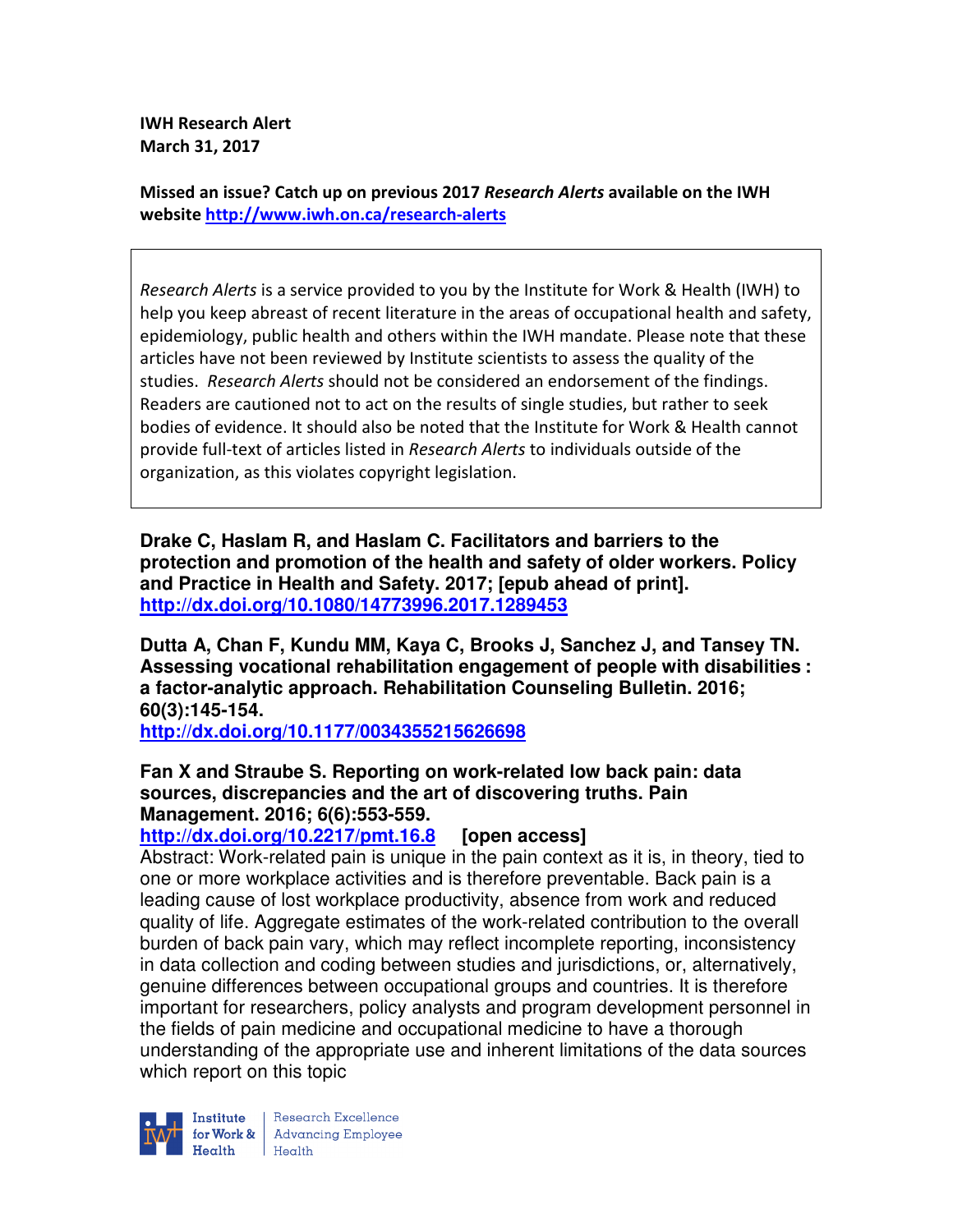**IWH Research Alert**
**March 31, 2017**

**Missed an issue? Catch up on previous 2017 *Research Alerts* available on the IWH website [http://www.iwh.on.ca/research-alerts](http://www.iwh.on.ca/research-alerts)**

*Research Alerts* is a service provided to you by the Institute for Work & Health (IWH) to help you keep abreast of recent literature in the areas of occupational health and safety, epidemiology, public health and others within the IWH mandate. Please note that these articles have not been reviewed by Institute scientists to assess the quality of the studies. *Research Alerts* should not be considered an endorsement of the findings. Readers are cautioned not to act on the results of single studies, but rather to seek bodies of evidence. It should also be noted that the Institute for Work & Health cannot provide full-text of articles listed in *Research Alerts* to individuals outside of the organization, as this violates copyright legislation.

**Drake C, Haslam R, and Haslam C. Facilitators and barriers to the protection and promotion of the health and safety of older workers. Policy and Practice in Health and Safety. 2017; [epub ahead of print].**
**[http://dx.doi.org/10.1080/14773996.2017.1289453](http://dx.doi.org/10.1080/14773996.2017.1289453)**

**Dutta A, Chan F, Kundu MM, Kaya C, Brooks J, Sanchez J, and Tansey TN. Assessing vocational rehabilitation engagement of people with disabilities : a factor-analytic approach. Rehabilitation Counseling Bulletin. 2016; 60(3):145-154.**
**[http://dx.doi.org/10.1177/0034355215626698](http://dx.doi.org/10.1177/0034355215626698)**

**Fan X and Straube S. Reporting on work-related low back pain: data sources, discrepancies and the art of discovering truths. Pain Management. 2016; 6(6):553-559.**
**[http://dx.doi.org/10.2217/pmt.16.8](http://dx.doi.org/10.2217/pmt.16.8) [open access]**
Abstract: Work-related pain is unique in the pain context as it is, in theory, tied to one or more workplace activities and is therefore preventable. Back pain is a leading cause of lost workplace productivity, absence from work and reduced quality of life. Aggregate estimates of the work-related contribution to the overall burden of back pain vary, which may reflect incomplete reporting, inconsistency in data collection and coding between studies and jurisdictions, or, alternatively, genuine differences between occupational groups and countries. It is therefore important for researchers, policy analysts and program development personnel in the fields of pain medicine and occupational medicine to have a thorough understanding of the appropriate use and inherent limitations of the data sources which report on this topic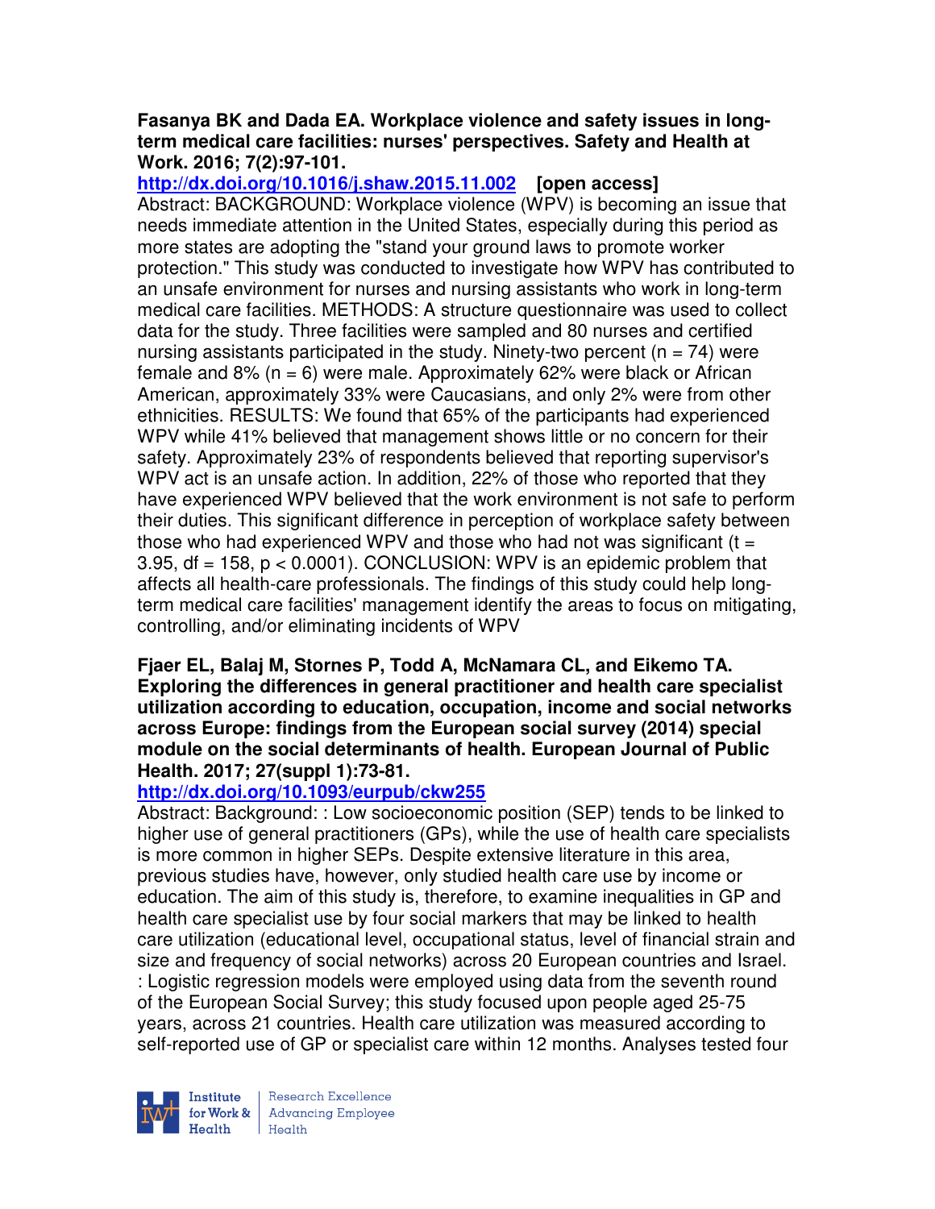**Fasanya BK and Dada EA. Workplace violence and safety issues in long-term medical care facilities: nurses' perspectives. Safety and Health at Work. 2016; 7(2):97-101.**

**http://dx.doi.org/10.1016/j.shaw.2015.11.002 [open access]**

Abstract: BACKGROUND: Workplace violence (WPV) is becoming an issue that needs immediate attention in the United States, especially during this period as more states are adopting the "stand your ground laws to promote worker protection." This study was conducted to investigate how WPV has contributed to an unsafe environment for nurses and nursing assistants who work in long-term medical care facilities. METHODS: A structure questionnaire was used to collect data for the study. Three facilities were sampled and 80 nurses and certified nursing assistants participated in the study. Ninety-two percent ($n = 74$) were female and 8% ($n = 6$) were male. Approximately 62% were black or African American, approximately 33% were Caucasians, and only 2% were from other ethnicities. RESULTS: We found that 65% of the participants had experienced WPV while 41% believed that management shows little or no concern for their safety. Approximately 23% of respondents believed that reporting supervisor's WPV act is an unsafe action. In addition, 22% of those who reported that they have experienced WPV believed that the work environment is not safe to perform their duties. This significant difference in perception of workplace safety between those who had experienced WPV and those who had not was significant ($t = 3.95$, $df = 158$, $p < 0.0001$). CONCLUSION: WPV is an epidemic problem that affects all health-care professionals. The findings of this study could help long-term medical care facilities' management identify the areas to focus on mitigating, controlling, and/or eliminating incidents of WPV

**Fjaer EL, Balaj M, Stornes P, Todd A, McNamara CL, and Eikemo TA. Exploring the differences in general practitioner and health care specialist utilization according to education, occupation, income and social networks across Europe: findings from the European social survey (2014) special module on the social determinants of health. European Journal of Public Health. 2017; 27(suppl 1):73-81.**

**http://dx.doi.org/10.1093/eurpub/ckw255**

Abstract: Background: : Low socioeconomic position (SEP) tends to be linked to higher use of general practitioners (GPs), while the use of health care specialists is more common in higher SEPs. Despite extensive literature in this area, previous studies have, however, only studied health care use by income or education. The aim of this study is, therefore, to examine inequalities in GP and health care specialist use by four social markers that may be linked to health care utilization (educational level, occupational status, level of financial strain and size and frequency of social networks) across 20 European countries and Israel. : Logistic regression models were employed using data from the seventh round of the European Social Survey; this study focused upon people aged 25-75 years, across 21 countries. Health care utilization was measured according to self-reported use of GP or specialist care within 12 months. Analyses tested four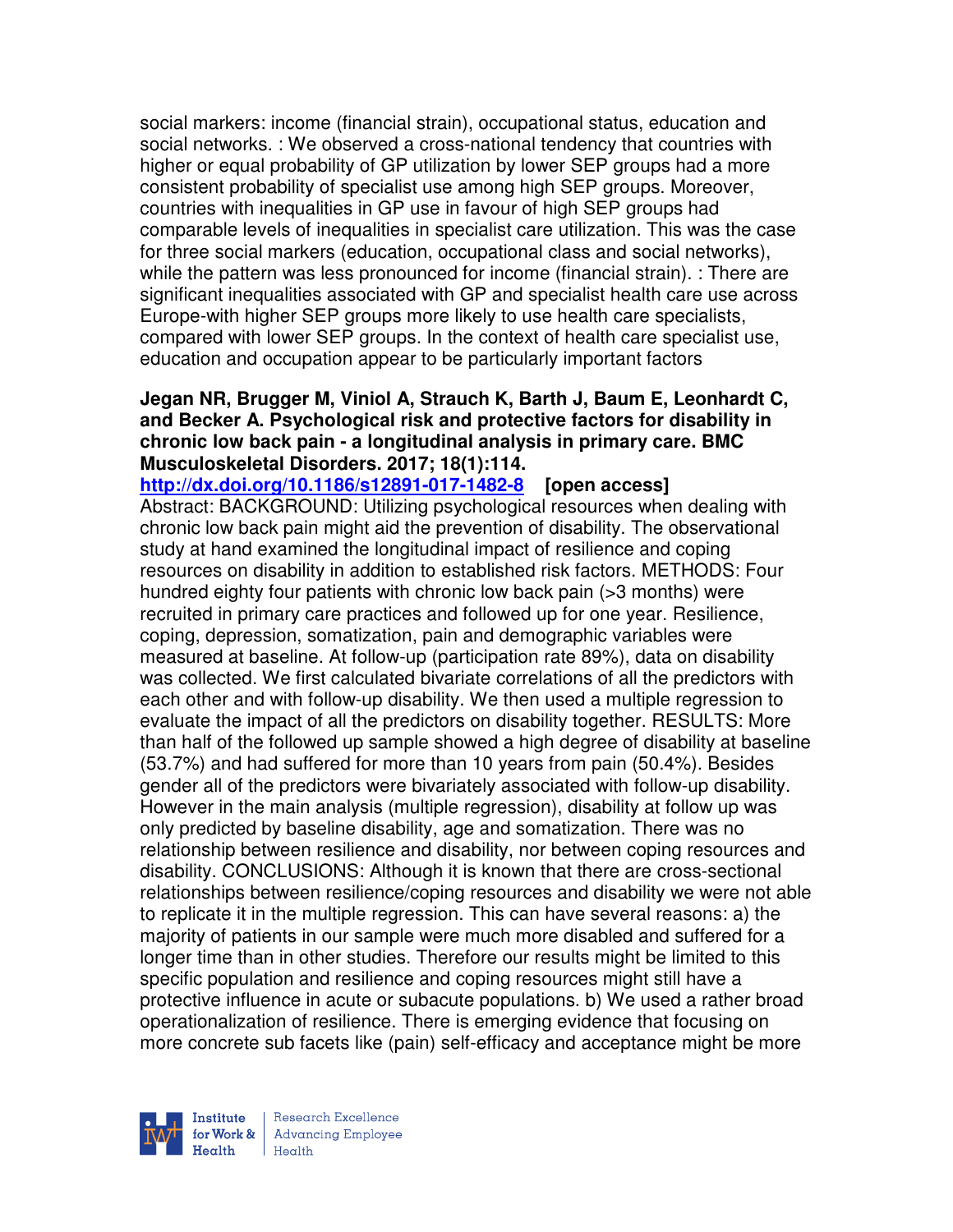social markers: income (financial strain), occupational status, education and social networks. : We observed a cross-national tendency that countries with higher or equal probability of GP utilization by lower SEP groups had a more consistent probability of specialist use among high SEP groups. Moreover, countries with inequalities in GP use in favour of high SEP groups had comparable levels of inequalities in specialist care utilization. This was the case for three social markers (education, occupational class and social networks), while the pattern was less pronounced for income (financial strain). : There are significant inequalities associated with GP and specialist health care use across Europe-with higher SEP groups more likely to use health care specialists, compared with lower SEP groups. In the context of health care specialist use, education and occupation appear to be particularly important factors

**Jegan NR, Brugger M, Viniol A, Strauch K, Barth J, Baum E, Leonhardt C, and Becker A. Psychological risk and protective factors for disability in chronic low back pain - a longitudinal analysis in primary care. BMC Musculoskeletal Disorders. 2017; 18(1):114.**

**http://dx.doi.org/10.1186/s12891-017-1482-8 [open access]**

Abstract: BACKGROUND: Utilizing psychological resources when dealing with chronic low back pain might aid the prevention of disability. The observational study at hand examined the longitudinal impact of resilience and coping resources on disability in addition to established risk factors. METHODS: Four hundred eighty four patients with chronic low back pain (>3 months) were recruited in primary care practices and followed up for one year. Resilience, coping, depression, somatization, pain and demographic variables were measured at baseline. At follow-up (participation rate 89%), data on disability was collected. We first calculated bivariate correlations of all the predictors with each other and with follow-up disability. We then used a multiple regression to evaluate the impact of all the predictors on disability together. RESULTS: More than half of the followed up sample showed a high degree of disability at baseline (53.7%) and had suffered for more than 10 years from pain (50.4%). Besides gender all of the predictors were bivariately associated with follow-up disability. However in the main analysis (multiple regression), disability at follow up was only predicted by baseline disability, age and somatization. There was no relationship between resilience and disability, nor between coping resources and disability. CONCLUSIONS: Although it is known that there are cross-sectional relationships between resilience/coping resources and disability we were not able to replicate it in the multiple regression. This can have several reasons: a) the majority of patients in our sample were much more disabled and suffered for a longer time than in other studies. Therefore our results might be limited to this specific population and resilience and coping resources might still have a protective influence in acute or subacute populations. b) We used a rather broad operationalization of resilience. There is emerging evidence that focusing on more concrete sub facets like (pain) self-efficacy and acceptance might be more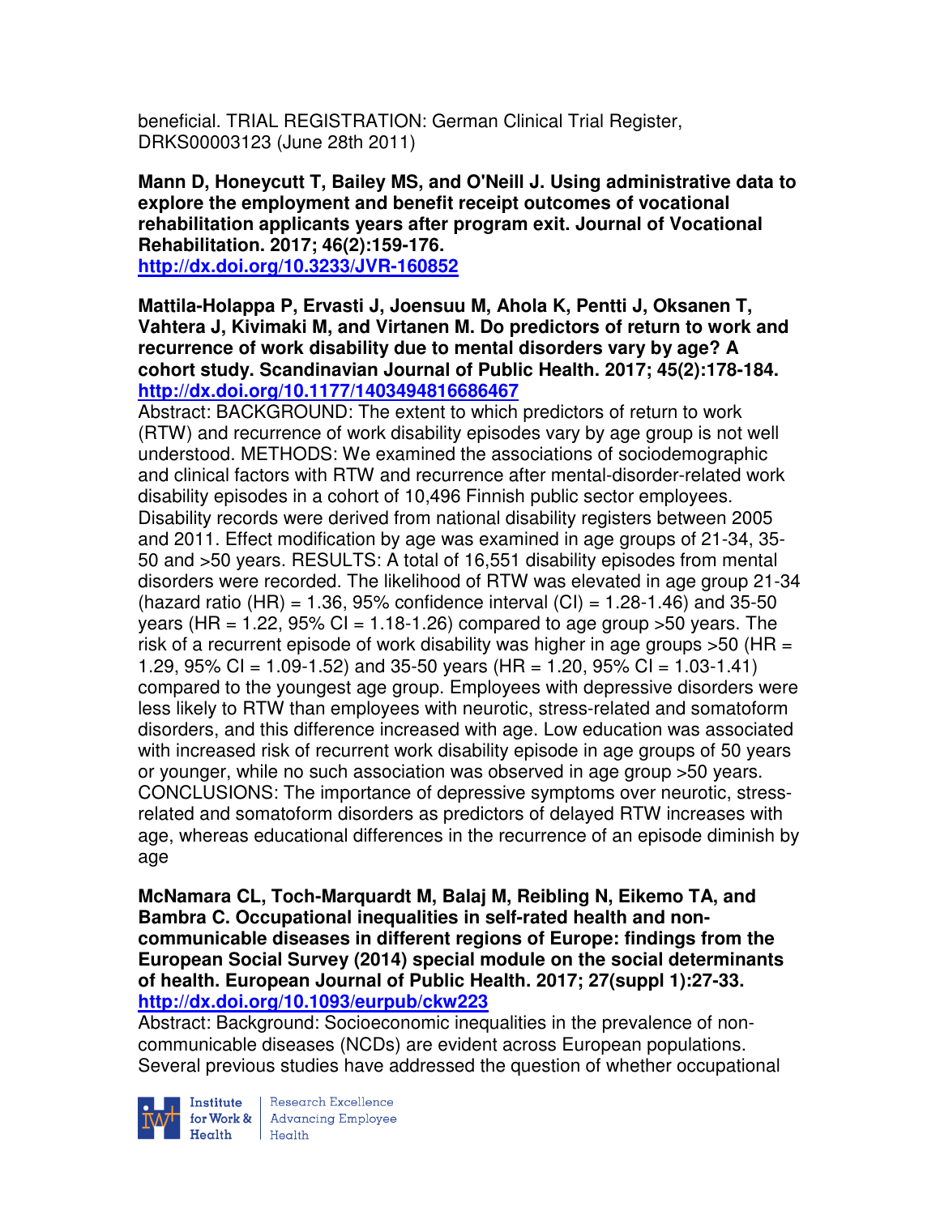beneficial. TRIAL REGISTRATION: German Clinical Trial Register, DRKS00003123 (June 28th 2011)

**Mann D, Honeycutt T, Bailey MS, and O'Neill J. Using administrative data to explore the employment and benefit receipt outcomes of vocational rehabilitation applicants years after program exit. Journal of Vocational Rehabilitation. 2017; 46(2):159-176.**
**http://dx.doi.org/10.3233/JVR-160852**

**Mattila-Holappa P, Ervasti J, Joensuu M, Ahola K, Pentti J, Oksanen T, Vahtera J, Kivimaki M, and Virtanen M. Do predictors of return to work and recurrence of work disability due to mental disorders vary by age? A cohort study. Scandinavian Journal of Public Health. 2017; 45(2):178-184.**
**http://dx.doi.org/10.1177/1403494816686467**

Abstract: BACKGROUND: The extent to which predictors of return to work (RTW) and recurrence of work disability episodes vary by age group is not well understood. METHODS: We examined the associations of sociodemographic and clinical factors with RTW and recurrence after mental-disorder-related work disability episodes in a cohort of 10,496 Finnish public sector employees. Disability records were derived from national disability registers between 2005 and 2011. Effect modification by age was examined in age groups of 21-34, 35-50 and >50 years. RESULTS: A total of 16,551 disability episodes from mental disorders were recorded. The likelihood of RTW was elevated in age group 21-34 (hazard ratio (HR) = 1.36, 95% confidence interval (CI) = 1.28-1.46) and 35-50 years (HR = 1.22, 95% CI = 1.18-1.26) compared to age group >50 years. The risk of a recurrent episode of work disability was higher in age groups >50 (HR = 1.29, 95% CI = 1.09-1.52) and 35-50 years (HR = 1.20, 95% CI = 1.03-1.41) compared to the youngest age group. Employees with depressive disorders were less likely to RTW than employees with neurotic, stress-related and somatoform disorders, and this difference increased with age. Low education was associated with increased risk of recurrent work disability episode in age groups of 50 years or younger, while no such association was observed in age group >50 years. CONCLUSIONS: The importance of depressive symptoms over neurotic, stress-related and somatoform disorders as predictors of delayed RTW increases with age, whereas educational differences in the recurrence of an episode diminish by age

**McNamara CL, Toch-Marquardt M, Balaj M, Reibling N, Eikemo TA, and Bambra C. Occupational inequalities in self-rated health and non-communicable diseases in different regions of Europe: findings from the European Social Survey (2014) special module on the social determinants of health. European Journal of Public Health. 2017; 27(suppl 1):27-33.**
**http://dx.doi.org/10.1093/eurpub/ckw223**

Abstract: Background: Socioeconomic inequalities in the prevalence of non-communicable diseases (NCDs) are evident across European populations. Several previous studies have addressed the question of whether occupational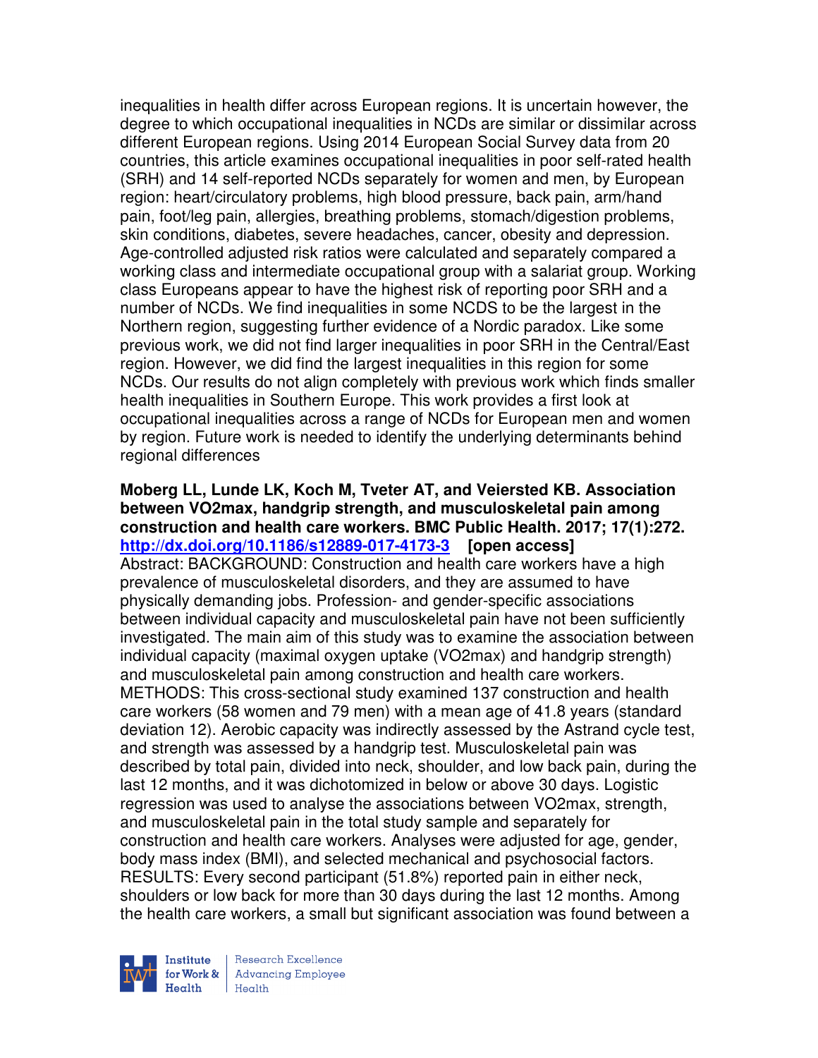inequalities in health differ across European regions. It is uncertain however, the degree to which occupational inequalities in NCDs are similar or dissimilar across different European regions. Using 2014 European Social Survey data from 20 countries, this article examines occupational inequalities in poor self-rated health (SRH) and 14 self-reported NCDs separately for women and men, by European region: heart/circulatory problems, high blood pressure, back pain, arm/hand pain, foot/leg pain, allergies, breathing problems, stomach/digestion problems, skin conditions, diabetes, severe headaches, cancer, obesity and depression. Age-controlled adjusted risk ratios were calculated and separately compared a working class and intermediate occupational group with a salariat group. Working class Europeans appear to have the highest risk of reporting poor SRH and a number of NCDs. We find inequalities in some NCDS to be the largest in the Northern region, suggesting further evidence of a Nordic paradox. Like some previous work, we did not find larger inequalities in poor SRH in the Central/East region. However, we did find the largest inequalities in this region for some NCDs. Our results do not align completely with previous work which finds smaller health inequalities in Southern Europe. This work provides a first look at occupational inequalities across a range of NCDs for European men and women by region. Future work is needed to identify the underlying determinants behind regional differences

**Moberg LL, Lunde LK, Koch M, Tveter AT, and Veiersted KB. Association between VO2max, handgrip strength, and musculoskeletal pain among construction and health care workers. BMC Public Health. 2017; 17(1):272. http://dx.doi.org/10.1186/s12889-017-4173-3 [open access]**

Abstract: BACKGROUND: Construction and health care workers have a high prevalence of musculoskeletal disorders, and they are assumed to have physically demanding jobs. Profession- and gender-specific associations between individual capacity and musculoskeletal pain have not been sufficiently investigated. The main aim of this study was to examine the association between individual capacity (maximal oxygen uptake (VO2max) and handgrip strength) and musculoskeletal pain among construction and health care workers. METHODS: This cross-sectional study examined 137 construction and health care workers (58 women and 79 men) with a mean age of 41.8 years (standard deviation 12). Aerobic capacity was indirectly assessed by the Astrand cycle test, and strength was assessed by a handgrip test. Musculoskeletal pain was described by total pain, divided into neck, shoulder, and low back pain, during the last 12 months, and it was dichotomized in below or above 30 days. Logistic regression was used to analyse the associations between VO2max, strength, and musculoskeletal pain in the total study sample and separately for construction and health care workers. Analyses were adjusted for age, gender, body mass index (BMI), and selected mechanical and psychosocial factors. RESULTS: Every second participant (51.8%) reported pain in either neck, shoulders or low back for more than 30 days during the last 12 months. Among the health care workers, a small but significant association was found between a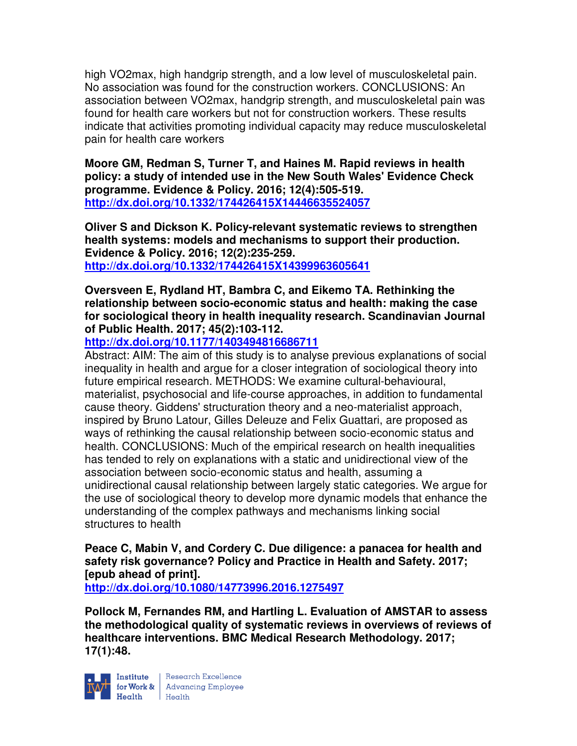high VO2max, high handgrip strength, and a low level of musculoskeletal pain. No association was found for the construction workers. CONCLUSIONS: An association between VO2max, handgrip strength, and musculoskeletal pain was found for health care workers but not for construction workers. These results indicate that activities promoting individual capacity may reduce musculoskeletal pain for health care workers

**Moore GM, Redman S, Turner T, and Haines M. Rapid reviews in health policy: a study of intended use in the New South Wales' Evidence Check programme. Evidence & Policy. 2016; 12(4):505-519.**
**http://dx.doi.org/10.1332/174426415X14446635524057**

**Oliver S and Dickson K. Policy-relevant systematic reviews to strengthen health systems: models and mechanisms to support their production. Evidence & Policy. 2016; 12(2):235-259.**
**http://dx.doi.org/10.1332/174426415X14399963605641**

**Oversveen E, Rydland HT, Bambra C, and Eikemo TA. Rethinking the relationship between socio-economic status and health: making the case for sociological theory in health inequality research. Scandinavian Journal of Public Health. 2017; 45(2):103-112.**
**http://dx.doi.org/10.1177/1403494816686711**
Abstract: AIM: The aim of this study is to analyse previous explanations of social inequality in health and argue for a closer integration of sociological theory into future empirical research. METHODS: We examine cultural-behavioural, materialist, psychosocial and life-course approaches, in addition to fundamental cause theory. Giddens' structuration theory and a neo-materialist approach, inspired by Bruno Latour, Gilles Deleuze and Felix Guattari, are proposed as ways of rethinking the causal relationship between socio-economic status and health. CONCLUSIONS: Much of the empirical research on health inequalities has tended to rely on explanations with a static and unidirectional view of the association between socio-economic status and health, assuming a unidirectional causal relationship between largely static categories. We argue for the use of sociological theory to develop more dynamic models that enhance the understanding of the complex pathways and mechanisms linking social structures to health

**Peace C, Mabin V, and Cordery C. Due diligence: a panacea for health and safety risk governance? Policy and Practice in Health and Safety. 2017; [epub ahead of print].**
**http://dx.doi.org/10.1080/14773996.2016.1275497**

**Pollock M, Fernandes RM, and Hartling L. Evaluation of AMSTAR to assess the methodological quality of systematic reviews in overviews of reviews of healthcare interventions. BMC Medical Research Methodology. 2017; 17(1):48.**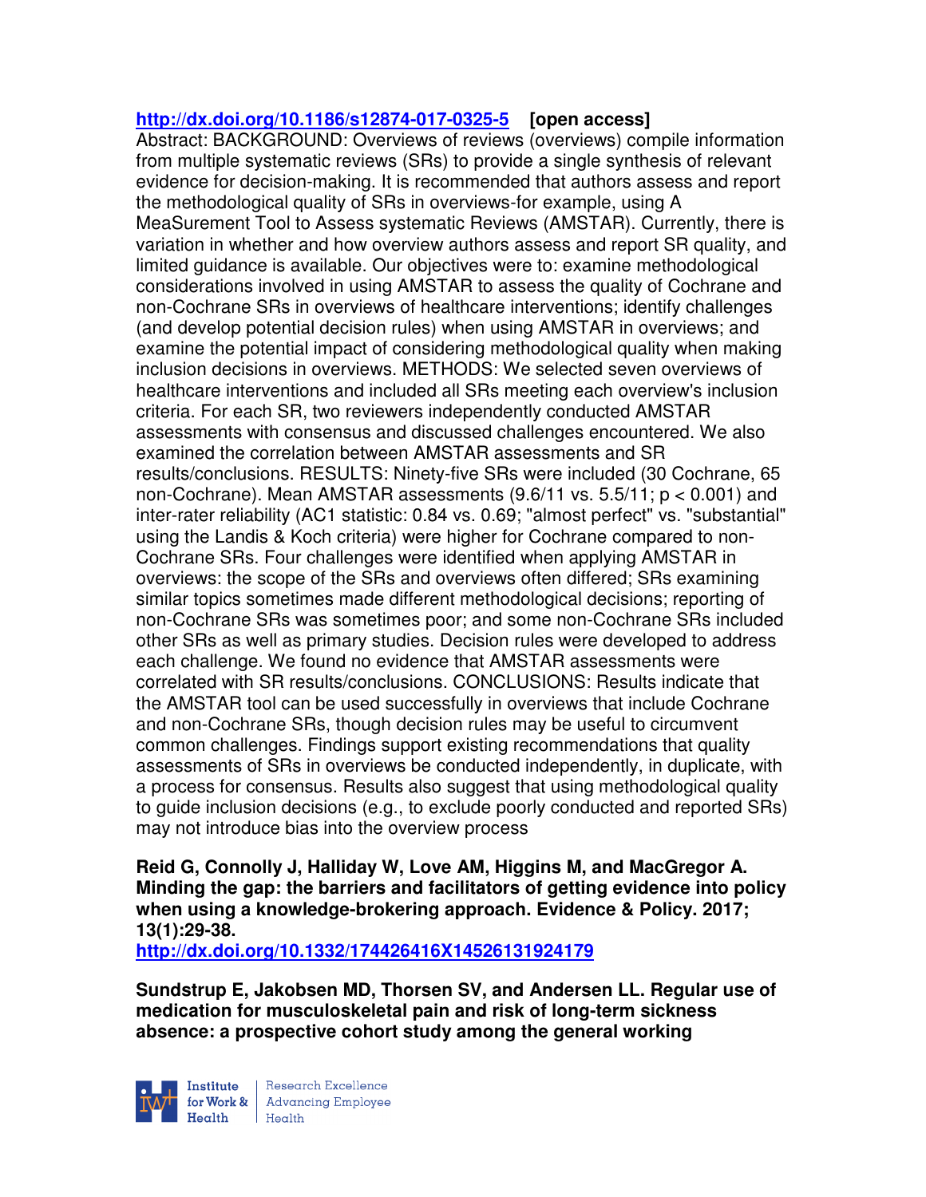**http://dx.doi.org/10.1186/s12874-017-0325-5 [open access]**
Abstract: BACKGROUND: Overviews of reviews (overviews) compile information from multiple systematic reviews (SRs) to provide a single synthesis of relevant evidence for decision-making. It is recommended that authors assess and report the methodological quality of SRs in overviews-for example, using A MeaSurement Tool to Assess systematic Reviews (AMSTAR). Currently, there is variation in whether and how overview authors assess and report SR quality, and limited guidance is available. Our objectives were to: examine methodological considerations involved in using AMSTAR to assess the quality of Cochrane and non-Cochrane SRs in overviews of healthcare interventions; identify challenges (and develop potential decision rules) when using AMSTAR in overviews; and examine the potential impact of considering methodological quality when making inclusion decisions in overviews. METHODS: We selected seven overviews of healthcare interventions and included all SRs meeting each overview's inclusion criteria. For each SR, two reviewers independently conducted AMSTAR assessments with consensus and discussed challenges encountered. We also examined the correlation between AMSTAR assessments and SR results/conclusions. RESULTS: Ninety-five SRs were included (30 Cochrane, 65 non-Cochrane). Mean AMSTAR assessments (9.6/11 vs. 5.5/11; $p < 0.001$) and inter-rater reliability (AC1 statistic: 0.84 vs. 0.69; "almost perfect" vs. "substantial" using the Landis & Koch criteria) were higher for Cochrane compared to non-Cochrane SRs. Four challenges were identified when applying AMSTAR in overviews: the scope of the SRs and overviews often differed; SRs examining similar topics sometimes made different methodological decisions; reporting of non-Cochrane SRs was sometimes poor; and some non-Cochrane SRs included other SRs as well as primary studies. Decision rules were developed to address each challenge. We found no evidence that AMSTAR assessments were correlated with SR results/conclusions. CONCLUSIONS: Results indicate that the AMSTAR tool can be used successfully in overviews that include Cochrane and non-Cochrane SRs, though decision rules may be useful to circumvent common challenges. Findings support existing recommendations that quality assessments of SRs in overviews be conducted independently, in duplicate, with a process for consensus. Results also suggest that using methodological quality to guide inclusion decisions (e.g., to exclude poorly conducted and reported SRs) may not introduce bias into the overview process

**Reid G, Connolly J, Halliday W, Love AM, Higgins M, and MacGregor A. Minding the gap: the barriers and facilitators of getting evidence into policy when using a knowledge-brokering approach. Evidence & Policy. 2017; 13(1):29-38.**
**http://dx.doi.org/10.1332/174426416X14526131924179**

**Sundstrup E, Jakobsen MD, Thorsen SV, and Andersen LL. Regular use of medication for musculoskeletal pain and risk of long-term sickness absence: a prospective cohort study among the general working**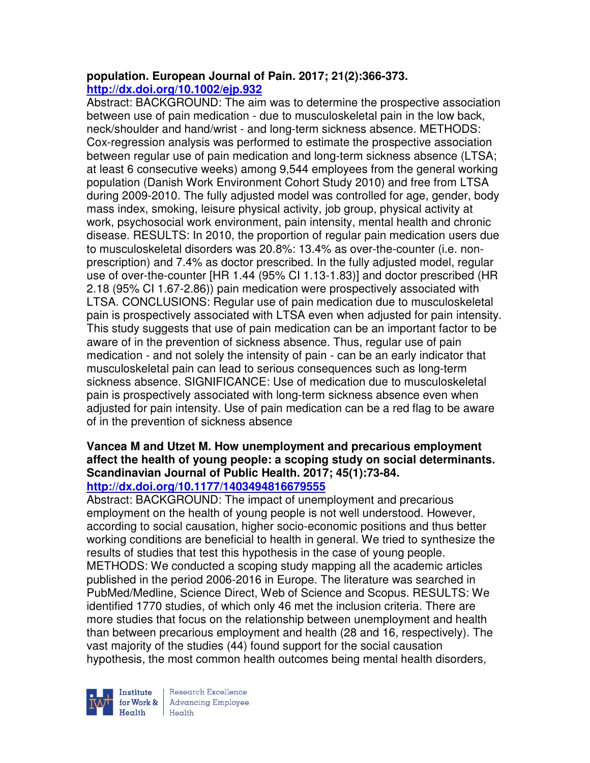**population. European Journal of Pain. 2017; 21(2):366-373.**
**http://dx.doi.org/10.1002/ejp.932**

Abstract: BACKGROUND: The aim was to determine the prospective association between use of pain medication - due to musculoskeletal pain in the low back, neck/shoulder and hand/wrist - and long-term sickness absence. METHODS: Cox-regression analysis was performed to estimate the prospective association between regular use of pain medication and long-term sickness absence (LTSA; at least 6 consecutive weeks) among 9,544 employees from the general working population (Danish Work Environment Cohort Study 2010) and free from LTSA during 2009-2010. The fully adjusted model was controlled for age, gender, body mass index, smoking, leisure physical activity, job group, physical activity at work, psychosocial work environment, pain intensity, mental health and chronic disease. RESULTS: In 2010, the proportion of regular pain medication users due to musculoskeletal disorders was 20.8%: 13.4% as over-the-counter (i.e. non-prescription) and 7.4% as doctor prescribed. In the fully adjusted model, regular use of over-the-counter [HR 1.44 (95% CI 1.13-1.83)] and doctor prescribed (HR 2.18 (95% CI 1.67-2.86)) pain medication were prospectively associated with LTSA. CONCLUSIONS: Regular use of pain medication due to musculoskeletal pain is prospectively associated with LTSA even when adjusted for pain intensity. This study suggests that use of pain medication can be an important factor to be aware of in the prevention of sickness absence. Thus, regular use of pain medication - and not solely the intensity of pain - can be an early indicator that musculoskeletal pain can lead to serious consequences such as long-term sickness absence. SIGNIFICANCE: Use of medication due to musculoskeletal pain is prospectively associated with long-term sickness absence even when adjusted for pain intensity. Use of pain medication can be a red flag to be aware of in the prevention of sickness absence

**Vancea M and Utzet M. How unemployment and precarious employment affect the health of young people: a scoping study on social determinants. Scandinavian Journal of Public Health. 2017; 45(1):73-84.**
**http://dx.doi.org/10.1177/1403494816679555**

Abstract: BACKGROUND: The impact of unemployment and precarious employment on the health of young people is not well understood. However, according to social causation, higher socio-economic positions and thus better working conditions are beneficial to health in general. We tried to synthesize the results of studies that test this hypothesis in the case of young people. METHODS: We conducted a scoping study mapping all the academic articles published in the period 2006-2016 in Europe. The literature was searched in PubMed/Medline, Science Direct, Web of Science and Scopus. RESULTS: We identified 1770 studies, of which only 46 met the inclusion criteria. There are more studies that focus on the relationship between unemployment and health than between precarious employment and health (28 and 16, respectively). The vast majority of the studies (44) found support for the social causation hypothesis, the most common health outcomes being mental health disorders,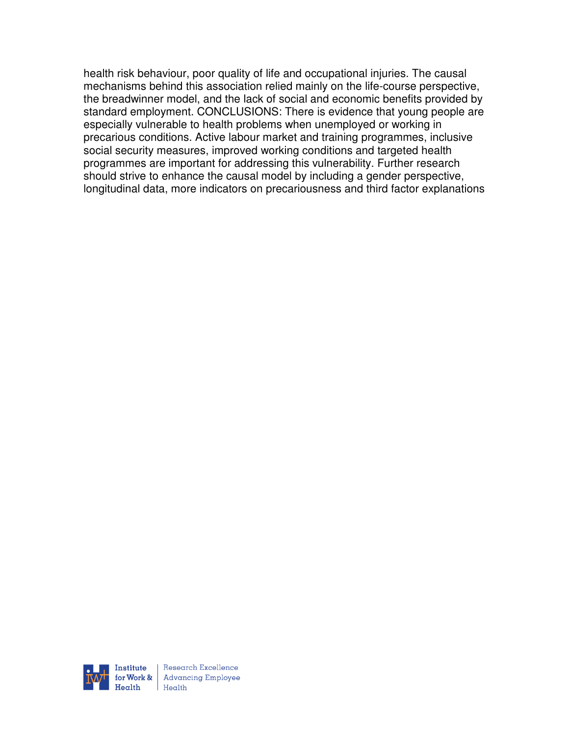health risk behaviour, poor quality of life and occupational injuries. The causal mechanisms behind this association relied mainly on the life-course perspective, the breadwinner model, and the lack of social and economic benefits provided by standard employment. CONCLUSIONS: There is evidence that young people are especially vulnerable to health problems when unemployed or working in precarious conditions. Active labour market and training programmes, inclusive social security measures, improved working conditions and targeted health programmes are important for addressing this vulnerability. Further research should strive to enhance the causal model by including a gender perspective, longitudinal data, more indicators on precariousness and third factor explanations